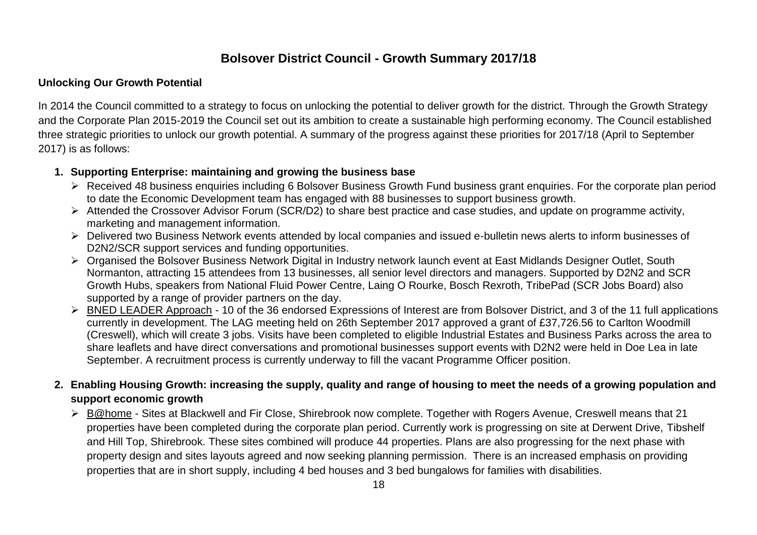# Bolsover District Council - Growth Summary 2017/18

**Unlocking Our Growth Potential**

In 2014 the Council committed to a strategy to focus on unlocking the potential to deliver growth for the district. Through the Growth Strategy and the Corporate Plan 2015-2019 the Council set out its ambition to create a sustainable high performing economy. The Council established three strategic priorities to unlock our growth potential. A summary of the progress against these priorities for 2017/18 (April to September 2017) is as follows:

1. **Supporting Enterprise: maintaining and growing the business base**
   - Received 48 business enquiries including 6 Bolsover Business Growth Fund business grant enquiries. For the corporate plan period to date the Economic Development team has engaged with 88 businesses to support business growth.
   - Attended the Crossover Advisor Forum (SCR/D2) to share best practice and case studies, and update on programme activity, marketing and management information.
   - Delivered two Business Network events attended by local companies and issued e-bulletin news alerts to inform businesses of D2N2/SCR support services and funding opportunities.
   - Organised the Bolsover Business Network Digital in Industry network launch event at East Midlands Designer Outlet, South Normanton, attracting 15 attendees from 13 businesses, all senior level directors and managers. Supported by D2N2 and SCR Growth Hubs, speakers from National Fluid Power Centre, Laing O Rourke, Bosch Rexroth, TribePad (SCR Jobs Board) also supported by a range of provider partners on the day.
   - BNED LEADER Approach - 10 of the 36 endorsed Expressions of Interest are from Bolsover District, and 3 of the 11 full applications currently in development. The LAG meeting held on 26th September 2017 approved a grant of £37,726.56 to Carlton Woodmill (Creswell), which will create 3 jobs. Visits have been completed to eligible Industrial Estates and Business Parks across the area to share leaflets and have direct conversations and promotional businesses support events with D2N2 were held in Doe Lea in late September. A recruitment process is currently underway to fill the vacant Programme Officer position.

2. **Enabling Housing Growth: increasing the supply, quality and range of housing to meet the needs of a growing population and support economic growth**
   - B@home - Sites at Blackwell and Fir Close, Shirebrook now complete. Together with Rogers Avenue, Creswell means that 21 properties have been completed during the corporate plan period. Currently work is progressing on site at Derwent Drive, Tibshelf and Hill Top, Shirebrook. These sites combined will produce 44 properties. Plans are also progressing for the next phase with property design and sites layouts agreed and now seeking planning permission. There is an increased emphasis on providing properties that are in short supply, including 4 bed houses and 3 bed bungalows for families with disabilities.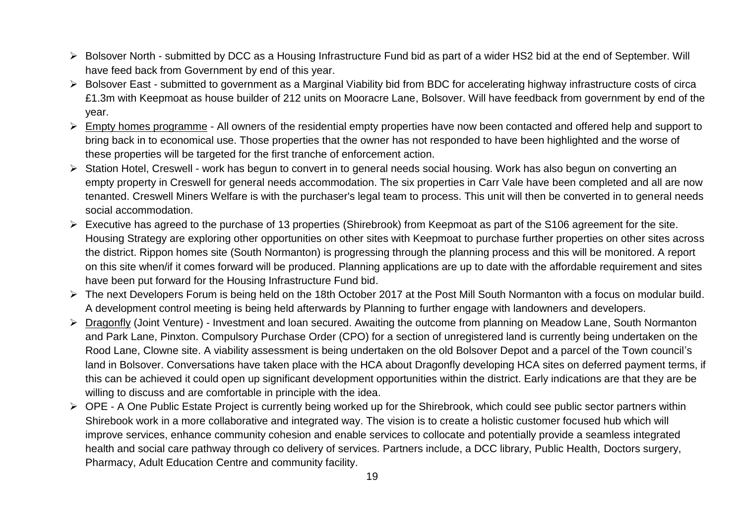- Bolsover North - submitted by DCC as a Housing Infrastructure Fund bid as part of a wider HS2 bid at the end of September. Will have feed back from Government by end of this year.
- Bolsover East - submitted to government as a Marginal Viability bid from BDC for accelerating highway infrastructure costs of circa £1.3m with Keepmoat as house builder of 212 units on Mooracre Lane, Bolsover. Will have feedback from government by end of the year.
- <u>Empty homes programme</u> - All owners of the residential empty properties have now been contacted and offered help and support to bring back in to economical use. Those properties that the owner has not responded to have been highlighted and the worse of these properties will be targeted for the first tranche of enforcement action.
- Station Hotel, Creswell - work has begun to convert in to general needs social housing. Work has also begun on converting an empty property in Creswell for general needs accommodation. The six properties in Carr Vale have been completed and all are now tenanted. Creswell Miners Welfare is with the purchaser's legal team to process. This unit will then be converted in to general needs social accommodation.
- Executive has agreed to the purchase of 13 properties (Shirebrook) from Keepmoat as part of the S106 agreement for the site. Housing Strategy are exploring other opportunities on other sites with Keepmoat to purchase further properties on other sites across the district. Rippon homes site (South Normanton) is progressing through the planning process and this will be monitored. A report on this site when/if it comes forward will be produced. Planning applications are up to date with the affordable requirement and sites have been put forward for the Housing Infrastructure Fund bid.
- The next Developers Forum is being held on the 18th October 2017 at the Post Mill South Normanton with a focus on modular build. A development control meeting is being held afterwards by Planning to further engage with landowners and developers.
- <u>Dragonfly</u> (Joint Venture) - Investment and loan secured. Awaiting the outcome from planning on Meadow Lane, South Normanton and Park Lane, Pinxton. Compulsory Purchase Order (CPO) for a section of unregistered land is currently being undertaken on the Rood Lane, Clowne site. A viability assessment is being undertaken on the old Bolsover Depot and a parcel of the Town council's land in Bolsover. Conversations have taken place with the HCA about Dragonfly developing HCA sites on deferred payment terms, if this can be achieved it could open up significant development opportunities within the district. Early indications are that they are be willing to discuss and are comfortable in principle with the idea.
- OPE - A One Public Estate Project is currently being worked up for the Shirebrook, which could see public sector partners within Shirebook work in a more collaborative and integrated way. The vision is to create a holistic customer focused hub which will improve services, enhance community cohesion and enable services to collocate and potentially provide a seamless integrated health and social care pathway through co delivery of services. Partners include, a DCC library, Public Health, Doctors surgery, Pharmacy, Adult Education Centre and community facility.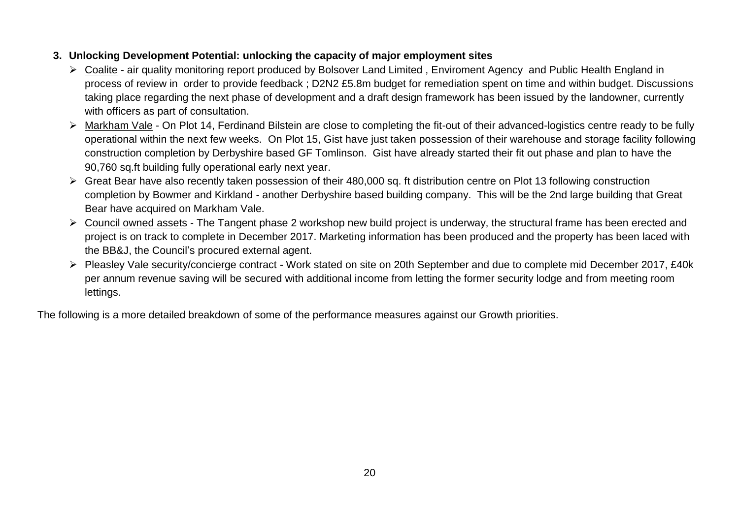3. **Unlocking Development Potential: unlocking the capacity of major employment sites**

- Coalite - air quality monitoring report produced by Bolsover Land Limited , Enviroment Agency and Public Health England in process of review in order to provide feedback ; D2N2 £5.8m budget for remediation spent on time and within budget. Discussions taking place regarding the next phase of development and a draft design framework has been issued by the landowner, currently with officers as part of consultation.
- Markham Vale - On Plot 14, Ferdinand Bilstein are close to completing the fit-out of their advanced-logistics centre ready to be fully operational within the next few weeks. On Plot 15, Gist have just taken possession of their warehouse and storage facility following construction completion by Derbyshire based GF Tomlinson. Gist have already started their fit out phase and plan to have the 90,760 sq.ft building fully operational early next year.
- Great Bear have also recently taken possession of their 480,000 sq. ft distribution centre on Plot 13 following construction completion by Bowmer and Kirkland - another Derbyshire based building company. This will be the 2nd large building that Great Bear have acquired on Markham Vale.
- Council owned assets - The Tangent phase 2 workshop new build project is underway, the structural frame has been erected and project is on track to complete in December 2017. Marketing information has been produced and the property has been laced with the BB&J, the Council's procured external agent.
- Pleasley Vale security/concierge contract - Work stated on site on 20th September and due to complete mid December 2017, £40k per annum revenue saving will be secured with additional income from letting the former security lodge and from meeting room lettings.

The following is a more detailed breakdown of some of the performance measures against our Growth priorities.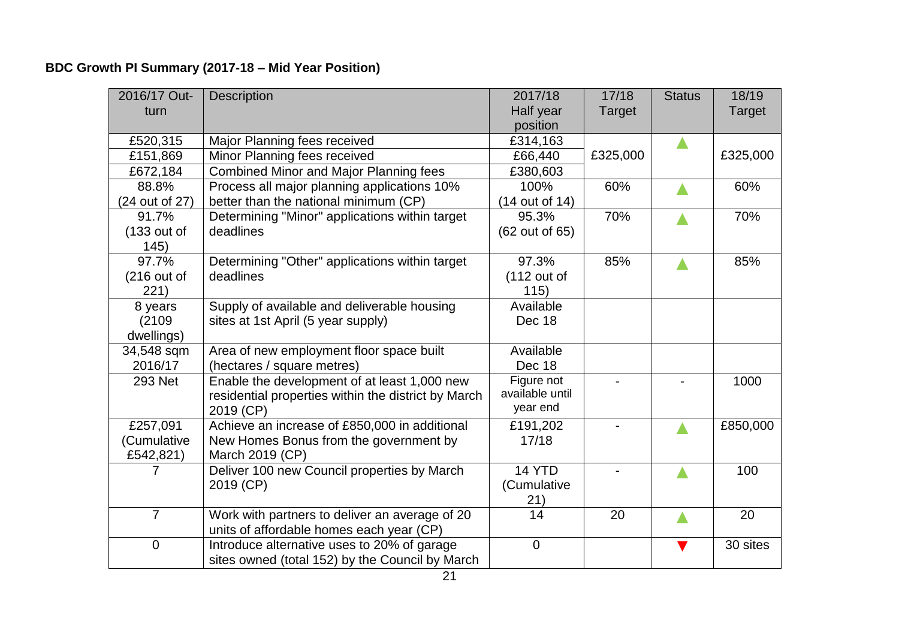**BDC Growth PI Summary (2017-18 – Mid Year Position)**

| 2016/17 Out-turn | Description | 2017/18 Half year position | 17/18 Target | Status | 18/19 Target |
|---|---|---|---|---|---|
| £520,315 | Major Planning fees received | £314,163 | £325,000 | ▲ | £325,000 |
| £151,869 | Minor Planning fees received | £66,440 | | | |
| £672,184 | Combined Minor and Major Planning fees | £380,603 | | | |
| 88.8% (24 out of 27) | Process all major planning applications 10% better than the national minimum (CP) | 100% (14 out of 14) | 60% | ▲ | 60% |
| 91.7% (133 out of 145) | Determining "Minor" applications within target deadlines | 95.3% (62 out of 65) | 70% | ▲ | 70% |
| 97.7% (216 out of 221) | Determining "Other" applications within target deadlines | 97.3% (112 out of 115) | 85% | ▲ | 85% |
| 8 years (2109 dwellings) | Supply of available and deliverable housing sites at 1st April (5 year supply) | Available Dec 18 | | | |
| 34,548 sqm 2016/17 | Area of new employment floor space built (hectares / square metres) | Available Dec 18 | | | |
| 293 Net | Enable the development of at least 1,000 new residential properties within the district by March 2019 (CP) | Figure not available until year end | - | - | 1000 |
| £257,091 (Cumulative £542,821) | Achieve an increase of £850,000 in additional New Homes Bonus from the government by March 2019 (CP) | £191,202 17/18 | - | ▲ | £850,000 |
| 7 | Deliver 100 new Council properties by March 2019 (CP) | 14 YTD (Cumulative 21) | - | ▲ | 100 |
| 7 | Work with partners to deliver an average of 20 units of affordable homes each year (CP) | 14 | 20 | ▲ | 20 |
| 0 | Introduce alternative uses to 20% of garage sites owned (total 152) by the Council by March | 0 | | ▼ | 30 sites |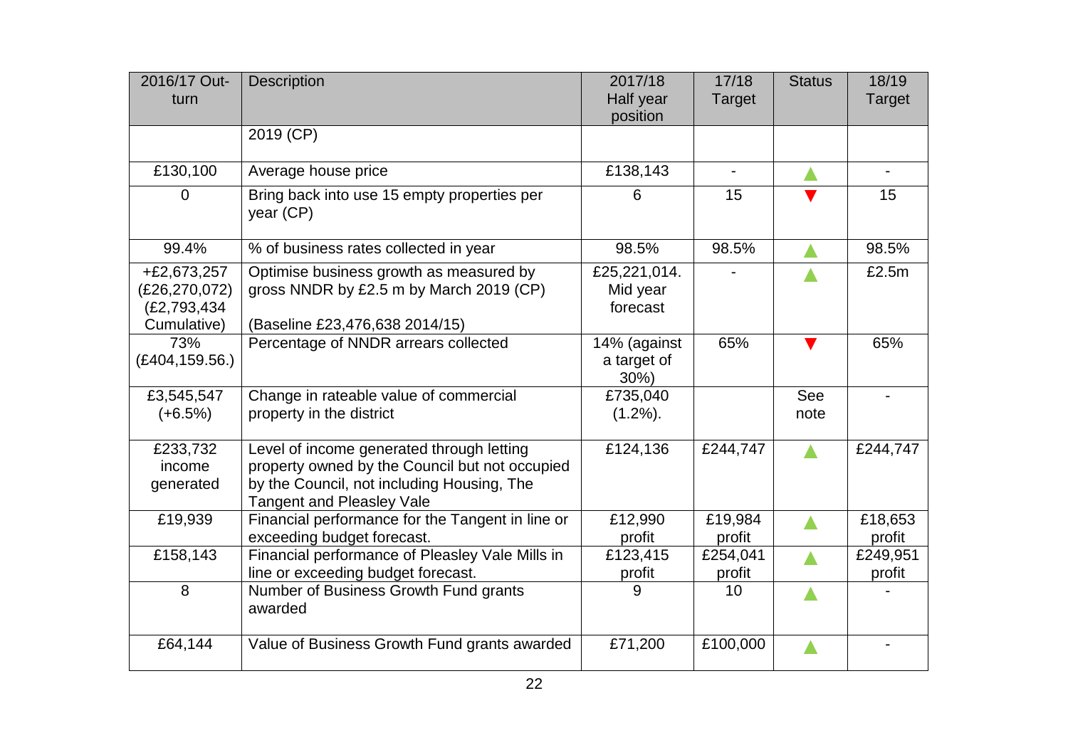| 2016/17 Out-turn | Description | 2017/18 Half year position | 17/18 Target | Status | 18/19 Target |
|---|---|---|---|---|---|
| | 2019 (CP) | | | | |
| £130,100 | Average house price | £138,143 | - | ▲ | - |
| 0 | Bring back into use 15 empty properties per year (CP) | 6 | 15 | ▼ | 15 |
| 99.4% | % of business rates collected in year | 98.5% | 98.5% | ▲ | 98.5% |
| +£2,673,257 (£26,270,072) (£2,793,434 Cumulative) | Optimise business growth as measured by gross NNDR by £2.5 m by March 2019 (CP)<br><br>(Baseline £23,476,638 2014/15) | £25,221,014. Mid year forecast | - | ▲ | £2.5m |
| 73% (£404,159.56.) | Percentage of NNDR arrears collected | 14% (against a target of 30%) | 65% | ▼ | 65% |
| £3,545,547 (+6.5%) | Change in rateable value of commercial property in the district | £735,040 (1.2%). | | See note | - |
| £233,732 income generated | Level of income generated through letting property owned by the Council but not occupied by the Council, not including Housing, The Tangent and Pleasley Vale | £124,136 | £244,747 | ▲ | £244,747 |
| £19,939 | Financial performance for the Tangent in line or exceeding budget forecast. | £12,990 profit | £19,984 profit | ▲ | £18,653 profit |
| £158,143 | Financial performance of Pleasley Vale Mills in line or exceeding budget forecast. | £123,415 profit | £254,041 profit | ▲ | £249,951 profit |
| 8 | Number of Business Growth Fund grants awarded | 9 | 10 | ▲ | - |
| £64,144 | Value of Business Growth Fund grants awarded | £71,200 | £100,000 | ▲ | - |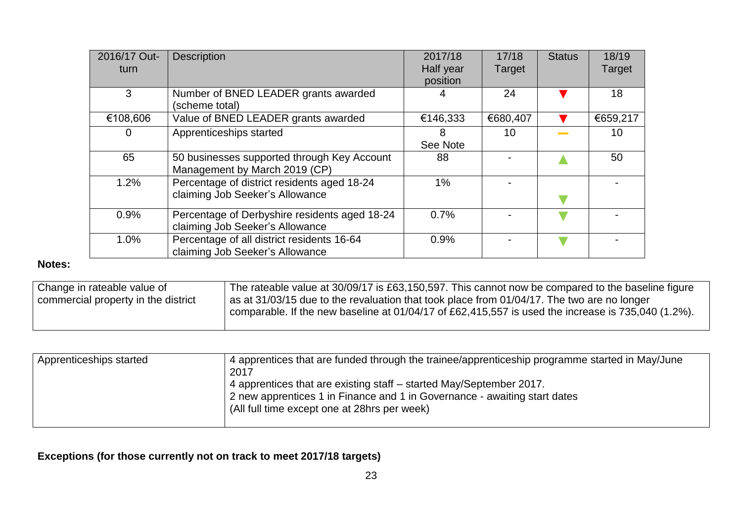| 2016/17 Out-turn | Description | 2017/18 Half year position | 17/18 Target | Status | 18/19 Target |
|---|---|---|---|---|---|
| 3 | Number of BNED LEADER grants awarded (scheme total) | 4 | 24 | ▼ | 18 |
| €108,606 | Value of BNED LEADER grants awarded | €146,333 | €680,407 | ▼ | €659,217 |
| 0 | Apprenticeships started | 8 See Note | 10 | ▬ | 10 |
| 65 | 50 businesses supported through Key Account Management by March 2019 (CP) | 88 | - | ▲ | 50 |
| 1.2% | Percentage of district residents aged 18-24 claiming Job Seeker's Allowance | 1% | - | ▼ | - |
| 0.9% | Percentage of Derbyshire residents aged 18-24 claiming Job Seeker's Allowance | 0.7% | - | ▼ | - |
| 1.0% | Percentage of all district residents 16-64 claiming Job Seeker's Allowance | 0.9% | - | ▼ | - |

**Notes:**

| Change in rateable value of commercial property in the district | The rateable value at 30/09/17 is £63,150,597. This cannot now be compared to the baseline figure as at 31/03/15 due to the revaluation that took place from 01/04/17. The two are no longer comparable. If the new baseline at 01/04/17 of £62,415,557 is used the increase is 735,040 (1.2%). |
|---|---|

| Apprenticeships started | 4 apprentices that are funded through the trainee/apprenticeship programme started in May/June 2017<br>4 apprentices that are existing staff – started May/September 2017.<br>2 new apprentices 1 in Finance and 1 in Governance - awaiting start dates<br>(All full time except one at 28hrs per week) |
|---|---|

**Exceptions (for those currently not on track to meet 2017/18 targets)**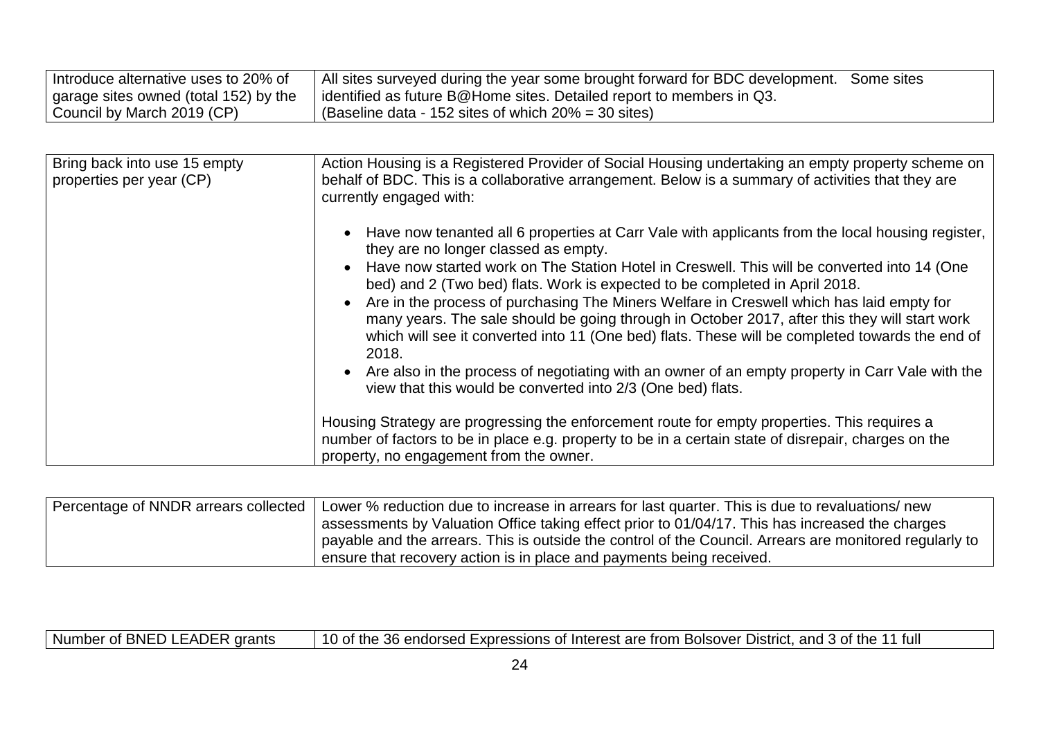| | |
|---|---|
| Introduce alternative uses to 20% of garage sites owned (total 152) by the Council by March 2019 (CP) | All sites surveyed during the year some brought forward for BDC development. Some sites identified as future B@Home sites. Detailed report to members in Q3.<br>(Baseline data - 152 sites of which 20% = 30 sites) |

| | |
|---|---|
| Bring back into use 15 empty properties per year (CP) | Action Housing is a Registered Provider of Social Housing undertaking an empty property scheme on behalf of BDC. This is a collaborative arrangement. Below is a summary of activities that they are currently engaged with:<br><br>• Have now tenanted all 6 properties at Carr Vale with applicants from the local housing register, they are no longer classed as empty.<br>• Have now started work on The Station Hotel in Creswell. This will be converted into 14 (One bed) and 2 (Two bed) flats. Work is expected to be completed in April 2018.<br>• Are in the process of purchasing The Miners Welfare in Creswell which has laid empty for many years. The sale should be going through in October 2017, after this they will start work which will see it converted into 11 (One bed) flats. These will be completed towards the end of 2018.<br>• Are also in the process of negotiating with an owner of an empty property in Carr Vale with the view that this would be converted into 2/3 (One bed) flats.<br><br>Housing Strategy are progressing the enforcement route for empty properties. This requires a number of factors to be in place e.g. property to be in a certain state of disrepair, charges on the property, no engagement from the owner. |

| | |
|---|---|
| Percentage of NNDR arrears collected | Lower % reduction due to increase in arrears for last quarter. This is due to revaluations/ new assessments by Valuation Office taking effect prior to 01/04/17. This has increased the charges payable and the arrears. This is outside the control of the Council. Arrears are monitored regularly to ensure that recovery action is in place and payments being received. |

| | |
|---|---|
| Number of BNED LEADER grants | 10 of the 36 endorsed Expressions of Interest are from Bolsover District, and 3 of the 11 full |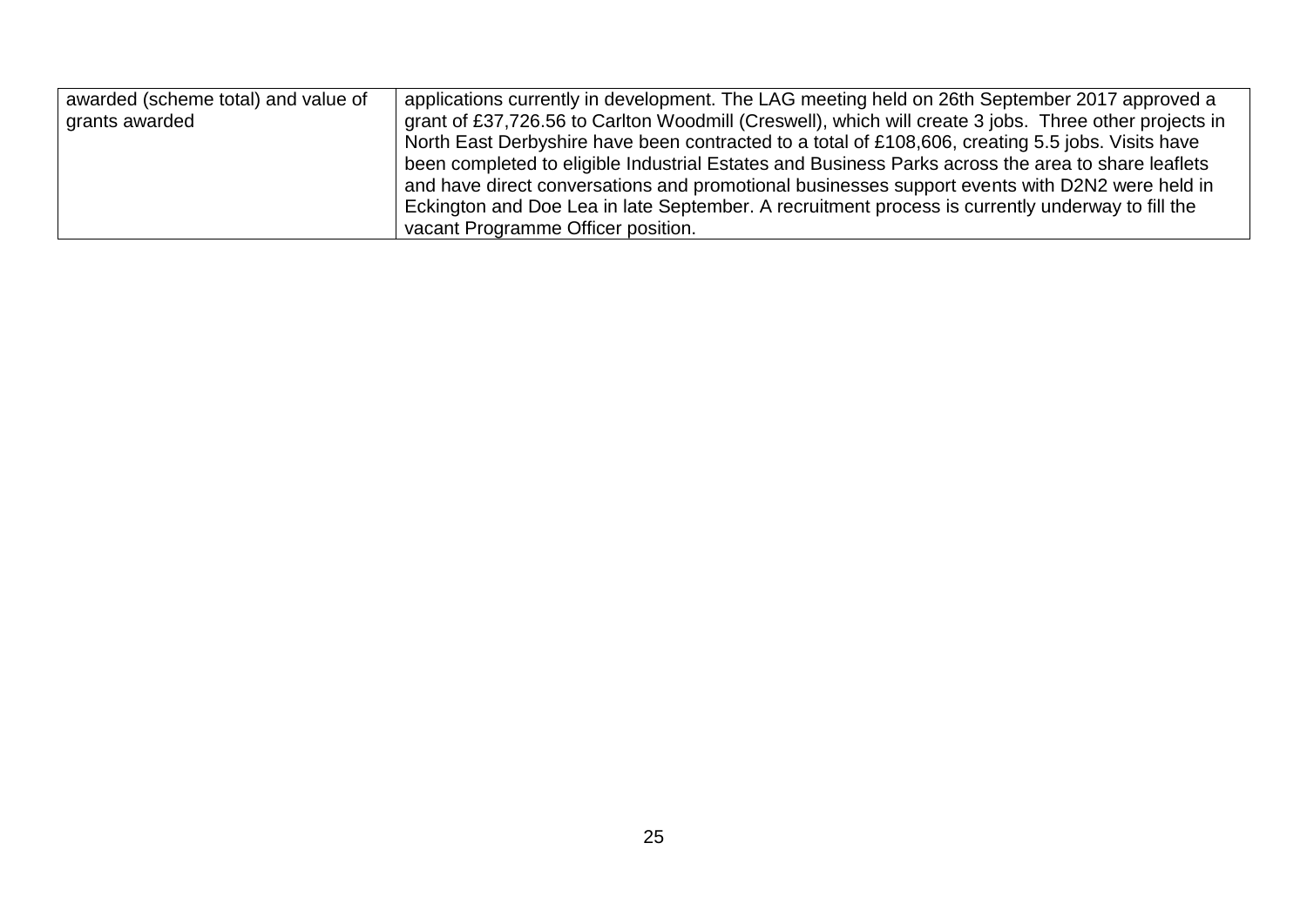| awarded (scheme total) and value of grants awarded | applications currently in development. The LAG meeting held on 26th September 2017 approved a grant of £37,726.56 to Carlton Woodmill (Creswell), which will create 3 jobs. Three other projects in North East Derbyshire have been contracted to a total of £108,606, creating 5.5 jobs. Visits have been completed to eligible Industrial Estates and Business Parks across the area to share leaflets and have direct conversations and promotional businesses support events with D2N2 were held in Eckington and Doe Lea in late September. A recruitment process is currently underway to fill the vacant Programme Officer position. |
|---|---|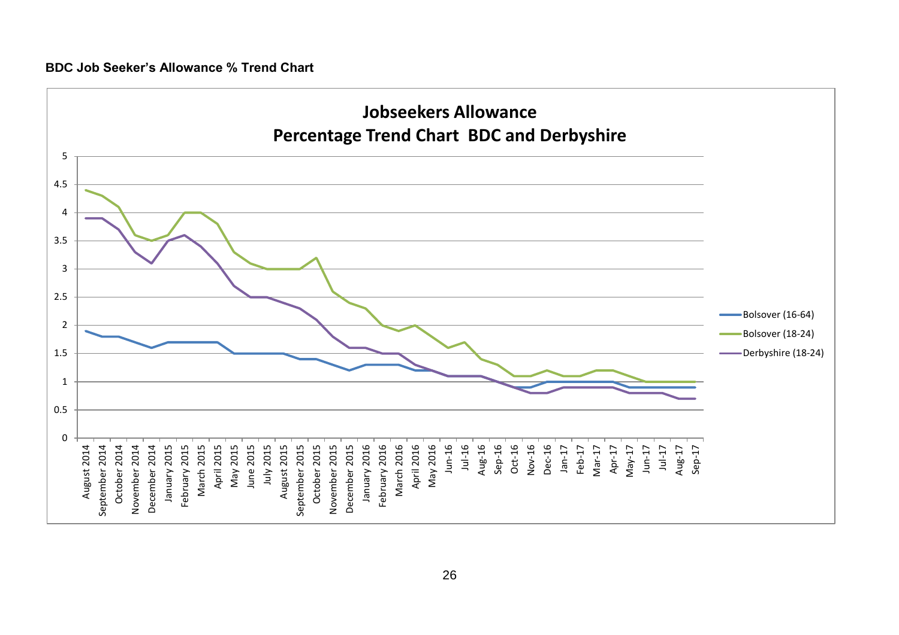**BDC Job Seeker's Allowance % Trend Chart**

**Jobseekers Allowance**
**Percentage Trend Chart BDC and Derbyshire**

| Month | Bolsover (16-64) | Bolsover (18-24) | Derbyshire (18-24) |
|---|---|---|---|
| August 2014 | 1.9 | 4.4 | 3.9 |
| September 2014 | 1.8 | 4.3 | 3.9 |
| October 2014 | 1.8 | 4.1 | 3.7 |
| November 2014 | 1.7 | 3.6 | 3.3 |
| December 2014 | 1.6 | 3.5 | 3.1 |
| January 2015 | 1.7 | 3.6 | 3.5 |
| February 2015 | 1.7 | 4 | 3.6 |
| March 2015 | 1.7 | 4 | 3.4 |
| April 2015 | 1.7 | 3.8 | 3.1 |
| May 2015 | 1.5 | 3.3 | 2.7 |
| June 2015 | 1.5 | 3.1 | 2.5 |
| July 2015 | 1.5 | 3 | 2.5 |
| August 2015 | 1.5 | 3 | 2.4 |
| September 2015 | 1.4 | 3 | 2.3 |
| October 2015 | 1.4 | 3.2 | 2.1 |
| November 2015 | 1.3 | 2.6 | 1.8 |
| December 2015 | 1.2 | 2.4 | 1.6 |
| January 2016 | 1.3 | 2.3 | 1.6 |
| February 2016 | 1.3 | 2 | 1.5 |
| March 2016 | 1.3 | 1.9 | 1.5 |
| April 2016 | 1.2 | 2 | 1.3 |
| May 2016 | 1.2 | 1.8 | 1.2 |
| Jun-16 | 1.1 | 1.6 | 1.1 |
| Jul-16 | 1.1 | 1.7 | 1.1 |
| Aug-16 | 1.1 | 1.4 | 1.1 |
| Sep-16 | 1 | 1.3 | 1 |
| Oct-16 | 0.9 | 1.1 | 0.9 |
| Nov-16 | 0.9 | 1.1 | 0.8 |
| Dec-16 | 1 | 1.2 | 0.8 |
| Jan-17 | 1 | 1.1 | 0.9 |
| Feb-17 | 1 | 1.1 | 0.9 |
| Mar-17 | 1 | 1.2 | 0.9 |
| Apr-17 | 1 | 1.2 | 0.9 |
| May-17 | 0.9 | 1.1 | 0.8 |
| Jun-17 | 0.9 | 1 | 0.8 |
| Jul-17 | 0.9 | 1 | 0.8 |
| Aug-17 | 0.9 | 1 | 0.7 |
| Sep-17 | 0.9 | 1 | 0.7 |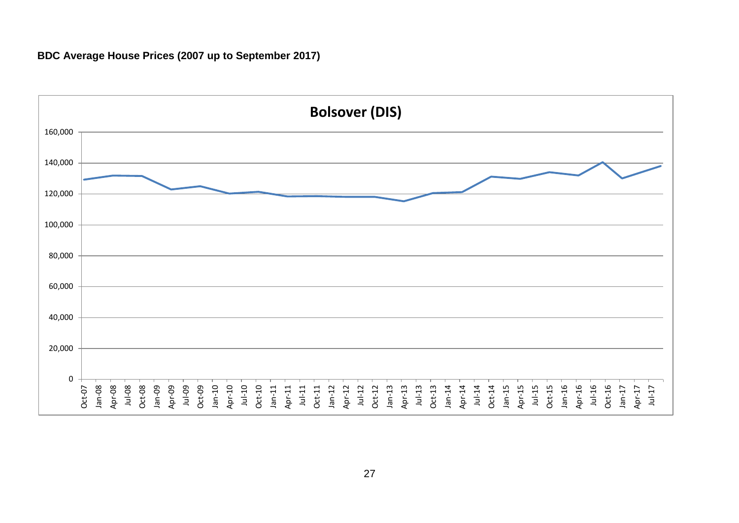**BDC Average House Prices (2007 up to September 2017)**

Bolsover (DIS)

160,000
140,000
120,000
100,000
80,000
60,000
40,000
20,000
0

Oct-07, Jan-08, Apr-08, Jul-08, Oct-08, Jan-09, Apr-09, Jul-09, Oct-09, Jan-10, Apr-10, Jul-10, Oct-10, Jan-11, Apr-11, Jul-11, Oct-11, Jan-12, Apr-12, Jul-12, Oct-12, Jan-13, Apr-13, Jul-13, Oct-13, Jan-14, Apr-14, Jul-14, Oct-14, Jan-15, Apr-15, Jul-15, Oct-15, Jan-16, Apr-16, Jul-16, Oct-16, Jan-17, Apr-17, Jul-17